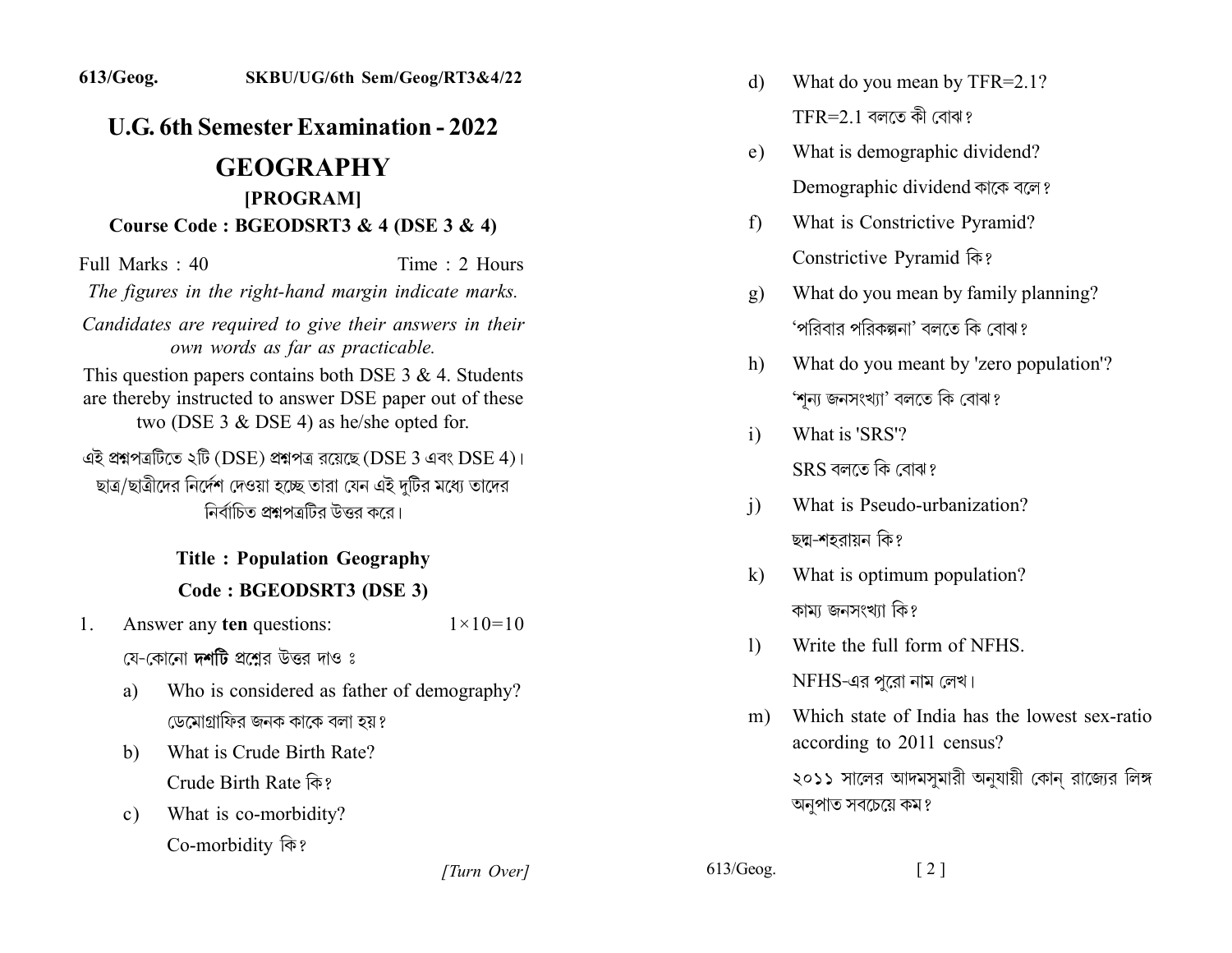# U.G. 6th Semester Examination - 2022

## GEOGRAPHY

### [PROGRAM]

**Course Code : BGEODSRT3 & 4 (DSE 3 & 4)**

Full Marks : 40 Time : 2 Hours

*The figures in the right-hand margin indicate marks.*

*Candidates are required to give their answers in their own words as far as practicable.*

This question papers contains both DSE 3 & 4. Students are thereby instructed to answer DSE paper out of these two (DSE 3 & DSE 4) as he/she opted for.

এই প্রশ্নপত্রটিতে ২টি (DSE) প্রশ্নপত্র রয়েছে (DSE 3 এবং DSE 4)। ছাত্র/ছাত্রীদের নির্দেশ দেওয়া হচ্ছে তারা যেন এই দুটির মধ্যে তাদের নির্বাচিত প্রশ্নপত্রটির উত্তর করে।

**Title : Population Geography**

**Code : BGEODSRT3 (DSE 3)**

1. Answer any **ten** questions: $1\times10=10$

   যে-কোনো **দশটি** প্রশ্নের উত্তর দাও ঃ

   a) Who is considered as father of demography?
   ডেমোগ্রাফির জনক কাকে বলা হয়?

   b) What is Crude Birth Rate?
   Crude Birth Rate কি?

   c) What is co-morbidity?
   Co-morbidity কি?

   d) What do you mean by TFR=2.1?
   TFR=2.1 বলতে কী বোঝ?

   e) What is demographic dividend?
   Demographic dividend কাকে বলে?

   f) What is Constrictive Pyramid?
   Constrictive Pyramid কি?

   g) What do you mean by family planning?
   'পরিবার পরিকল্পনা' বলতে কি বোঝ?

   h) What do you meant by 'zero population'?
   'শূন্য জনসংখ্যা' বলতে কি বোঝ?

   i) What is 'SRS'?
   SRS বলতে কি বোঝ?

   j) What is Pseudo-urbanization?
   ছদ্ম-শহরায়ন কি?

   k) What is optimum population?
   কাম্য জনসংখ্যা কি?

   l) Write the full form of NFHS.
   NFHS-এর পুরো নাম লেখ।

   m) Which state of India has the lowest sex-ratio according to 2011 census?
   ২০১১ সালের আদমসুমারী অনুযায়ী কোন্ রাজ্যের লিঙ্গ অনুপাত সবচেয়ে কম?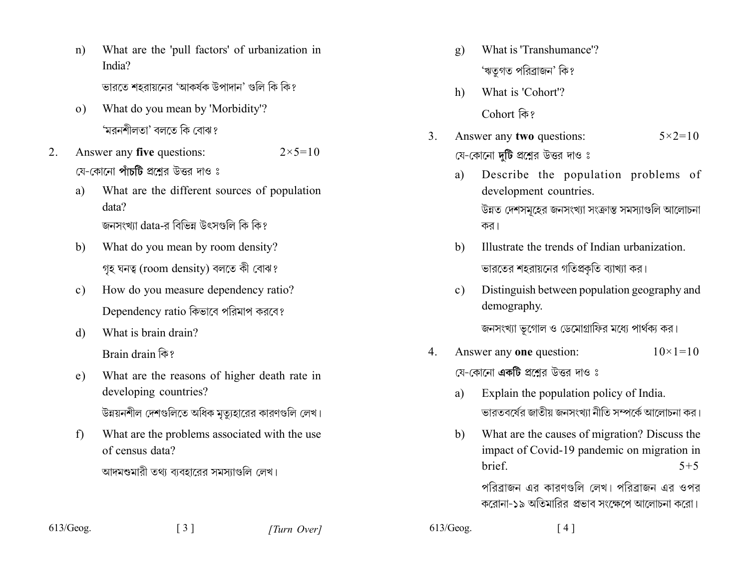n) What are the 'pull factors' of urbanization in India?

ভারতে শহরায়নের 'আকর্ষক উপাদান' গুলি কি কি?

o) What do you mean by 'Morbidity'?

'মরনশীলতা' বলতে কি বোঝ?

2. Answer any **five** questions: $2\times5=10$

যে-কোনো **পাঁচটি** প্রশ্নের উত্তর দাও ঃ

a) What are the different sources of population data?

জনসংখ্যা data-র বিভিন্ন উৎসগুলি কি কি?

b) What do you mean by room density?

গৃহ ঘনত্ব (room density) বলতে কী বোঝ?

c) How do you measure dependency ratio?

Dependency ratio কিভাবে পরিমাপ করবে?

d) What is brain drain?

Brain drain কি?

e) What are the reasons of higher death rate in developing countries?

উন্নয়নশীল দেশগুলিতে অধিক মৃত্যুহারের কারণগুলি লেখ।

f) What are the problems associated with the use of census data?

আদমশুমারী তথ্য ব্যবহারের সমস্যাগুলি লেখ।

g) What is 'Transhumance'?

'ঋতুগত পরিব্রাজন' কি?

h) What is 'Cohort'?

Cohort কি?

3. Answer any **two** questions: $5\times2=10$

যে-কোনো **দুটি** প্রশ্নের উত্তর দাও ঃ

a) Describe the population problems of development countries.

উন্নত দেশসমূহের জনসংখ্যা সংক্রান্ত সমস্যাগুলি আলোচনা কর।

b) Illustrate the trends of Indian urbanization.

ভারতের শহরায়নের গতিপ্রকৃতি ব্যাখ্যা কর।

c) Distinguish between population geography and demography.

জনসংখ্যা ভূগোল ও ডেমোগ্রাফির মধ্যে পার্থক্য কর।

4. Answer any **one** question: $10\times1=10$

যে-কোনো **একটি** প্রশ্নের উত্তর দাও ঃ

a) Explain the population policy of India.

ভারতবর্ষের জাতীয় জনসংখ্যা নীতি সম্পর্কে আলোচনা কর।

b) What are the causes of migration? Discuss the impact of Covid-19 pandemic on migration in brief. $5+5$

পরিব্রাজন এর কারণগুলি লেখ। পরিব্রাজন এর ওপর করোনা-১৯ অতিমারির প্রভাব সংক্ষেপে আলোচনা করো।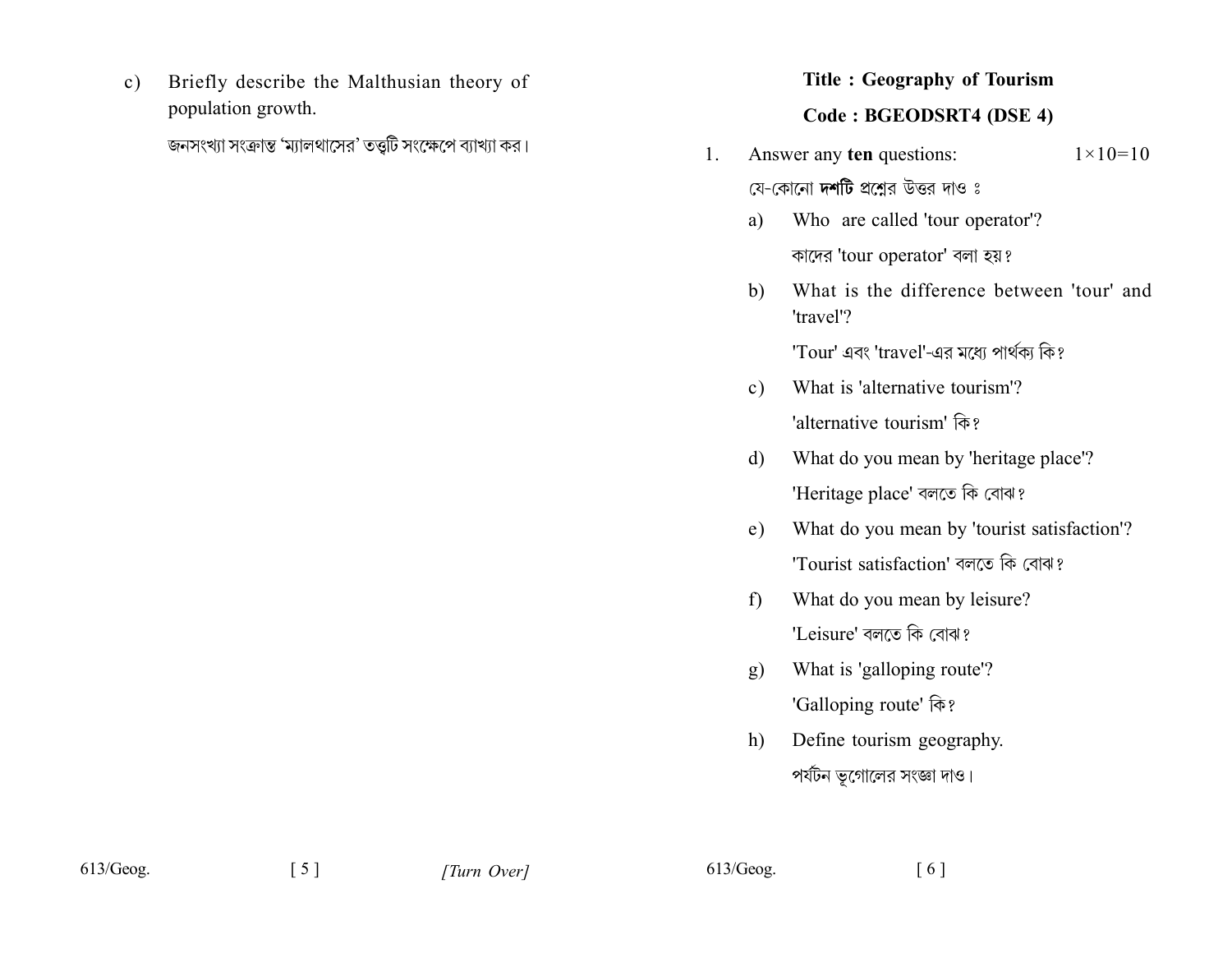c) Briefly describe the Malthusian theory of population growth.

জনসংখ্যা সংক্রান্ত 'ম্যালথাসের' তত্ত্বটি সংক্ষেপে ব্যাখ্যা কর।

**Title : Geography of Tourism**

**Code : BGEODSRT4 (DSE 4)**

1. Answer any **ten** questions: $1 \times 10 = 10$

   যে-কোনো **দশটি** প্রশ্নের উত্তর দাও ঃ

   a) Who are called 'tour operator'?

   কাদের 'tour operator' বলা হয়?

   b) What is the difference between 'tour' and 'travel'?

   'Tour' এবং 'travel'-এর মধ্যে পার্থক্য কি?

   c) What is 'alternative tourism'?

   'alternative tourism' কি?

   d) What do you mean by 'heritage place'?

   'Heritage place' বলতে কি বোঝ?

   e) What do you mean by 'tourist satisfaction'?

   'Tourist satisfaction' বলতে কি বোঝ?

   f) What do you mean by leisure?

   'Leisure' বলতে কি বোঝ?

   g) What is 'galloping route'?

   'Galloping route' কি?

   h) Define tourism geography.

   পর্যটন ভূগোলের সংজ্ঞা দাও।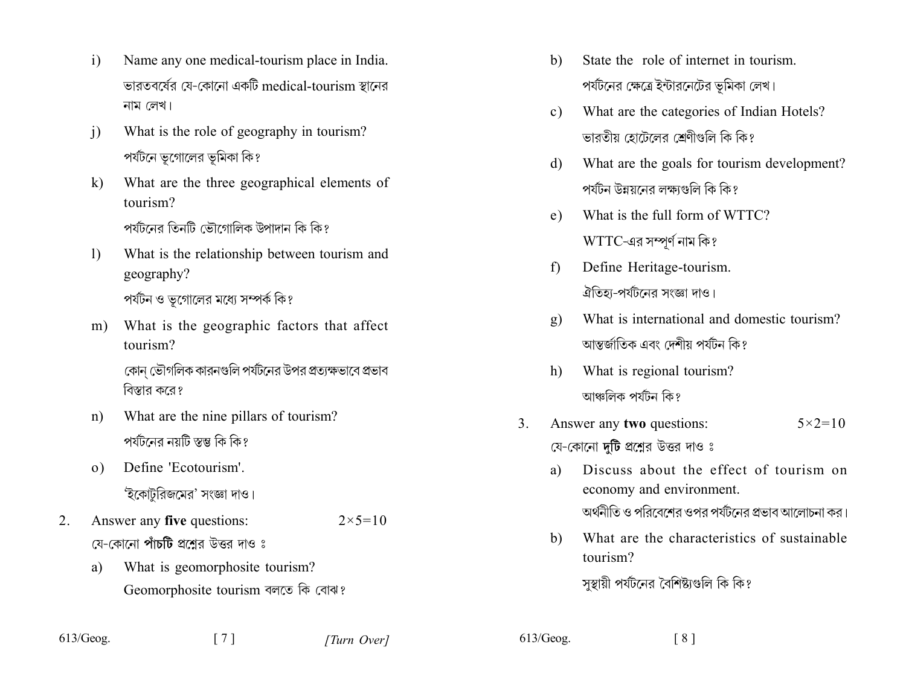i) Name any one medical-tourism place in India.

ভারতবর্ষের যে-কোনো একটি medical-tourism স্থানের নাম লেখ।

j) What is the role of geography in tourism?

পর্যটনে ভূগোলের ভূমিকা কি?

k) What are the three geographical elements of tourism?

পর্যটনের তিনটি ভৌগোলিক উপাদান কি কি?

l) What is the relationship between tourism and geography?

পর্যটন ও ভূগোলের মধ্যে সম্পর্ক কি?

m) What is the geographic factors that affect tourism?

কোন্ ভৌগলিক কারনগুলি পর্যটনের উপর প্রত্যক্ষভাবে প্রভাব বিস্তার করে?

n) What are the nine pillars of tourism?

পর্যটনের নয়টি স্তম্ভ কি কি?

o) Define 'Ecotourism'.

'ইকোটুরিজমের' সংজ্ঞা দাও।

2. Answer any **five** questions: $2 \times 5 = 10$

যে-কোনো **পাঁচটি** প্রশ্নের উত্তর দাও ঃ

a) What is geomorphosite tourism?

Geomorphosite tourism বলতে কি বোঝ?

b) State the role of internet in tourism.

পর্যটনের ক্ষেত্রে ইন্টারনেটের ভূমিকা লেখ।

c) What are the categories of Indian Hotels?

ভারতীয় হোটেলের শ্রেণীগুলি কি কি?

d) What are the goals for tourism development?

পর্যটন উন্নয়নের লক্ষ্যগুলি কি কি?

e) What is the full form of WTTC?

WTTC-এর সম্পূর্ণ নাম কি?

f) Define Heritage-tourism.

ঐতিহ্য-পর্যটনের সংজ্ঞা দাও।

g) What is international and domestic tourism?

আন্তর্জাতিক এবং দেশীয় পর্যটন কি?

h) What is regional tourism?

আঞ্চলিক পর্যটন কি?

3. Answer any **two** questions: $5 \times 2 = 10$

যে-কোনো **দুটি** প্রশ্নের উত্তর দাও ঃ

a) Discuss about the effect of tourism on economy and environment.

অর্থনীতি ও পরিবেশের ওপর পর্যটনের প্রভাব আলোচনা কর।

b) What are the characteristics of sustainable tourism?

সুস্থায়ী পর্যটনের বৈশিষ্ট্যগুলি কি কি?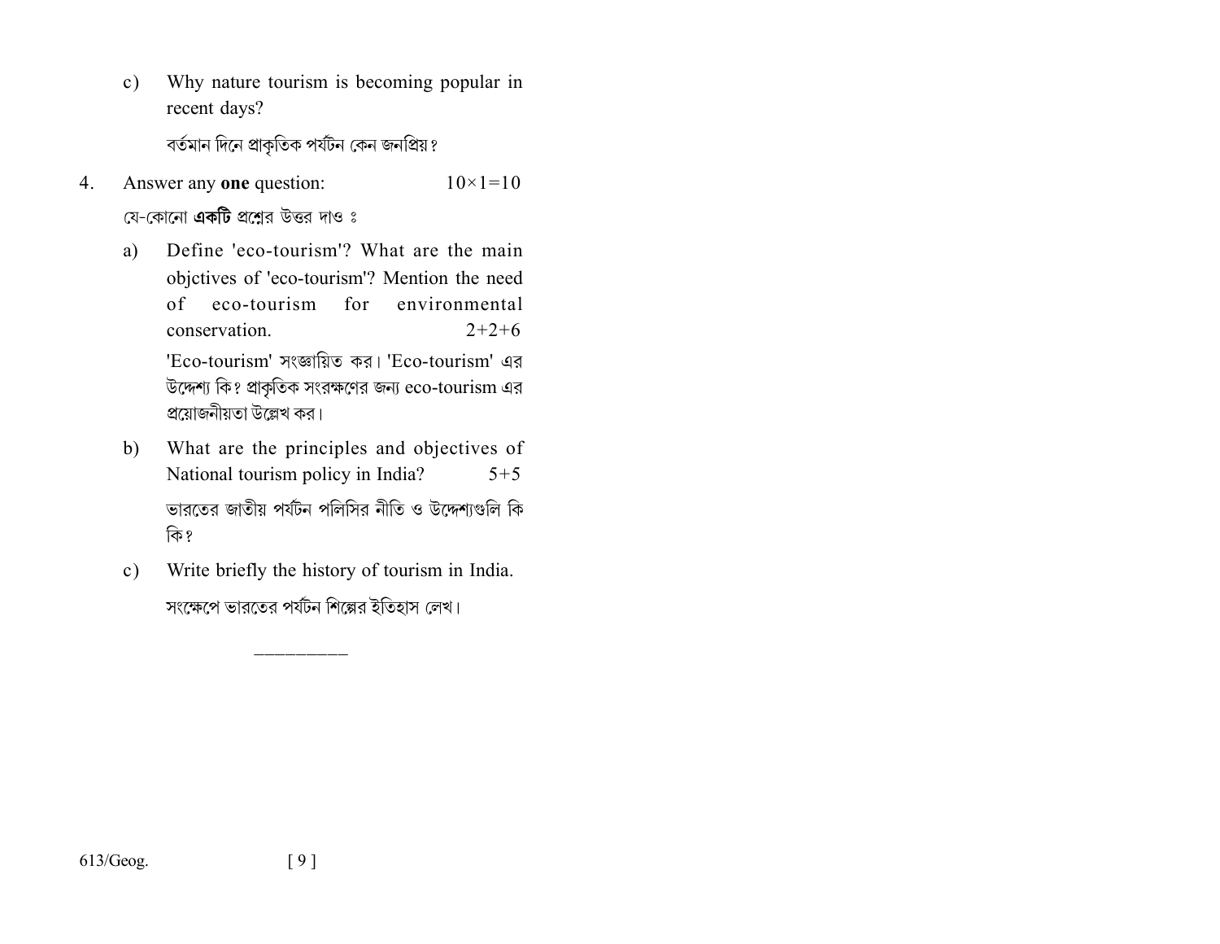c) Why nature tourism is becoming popular in recent days?

বর্তমান দিনে প্রাকৃতিক পর্যটন কেন জনপ্রিয়?

4. Answer any **one** question: $10 \times 1 = 10$

যে-কোনো **একটি** প্রশ্নের উত্তর দাও ঃ

a) Define 'eco-tourism'? What are the main objctives of 'eco-tourism'? Mention the need of eco-tourism for environmental conservation. 2+2+6

'Eco-tourism' সংজ্ঞায়িত কর। 'Eco-tourism' এর উদ্দেশ্য কি? প্রাকৃতিক সংরক্ষণের জন্য eco-tourism এর প্রয়োজনীয়তা উল্লেখ কর।

b) What are the principles and objectives of National tourism policy in India? 5+5

ভারতের জাতীয় পর্যটন পলিসির নীতি ও উদ্দেশ্যগুলি কি কি?

c) Write briefly the history of tourism in India.

সংক্ষেপে ভারতের পর্যটন শিল্পের ইতিহাস লেখ।

---